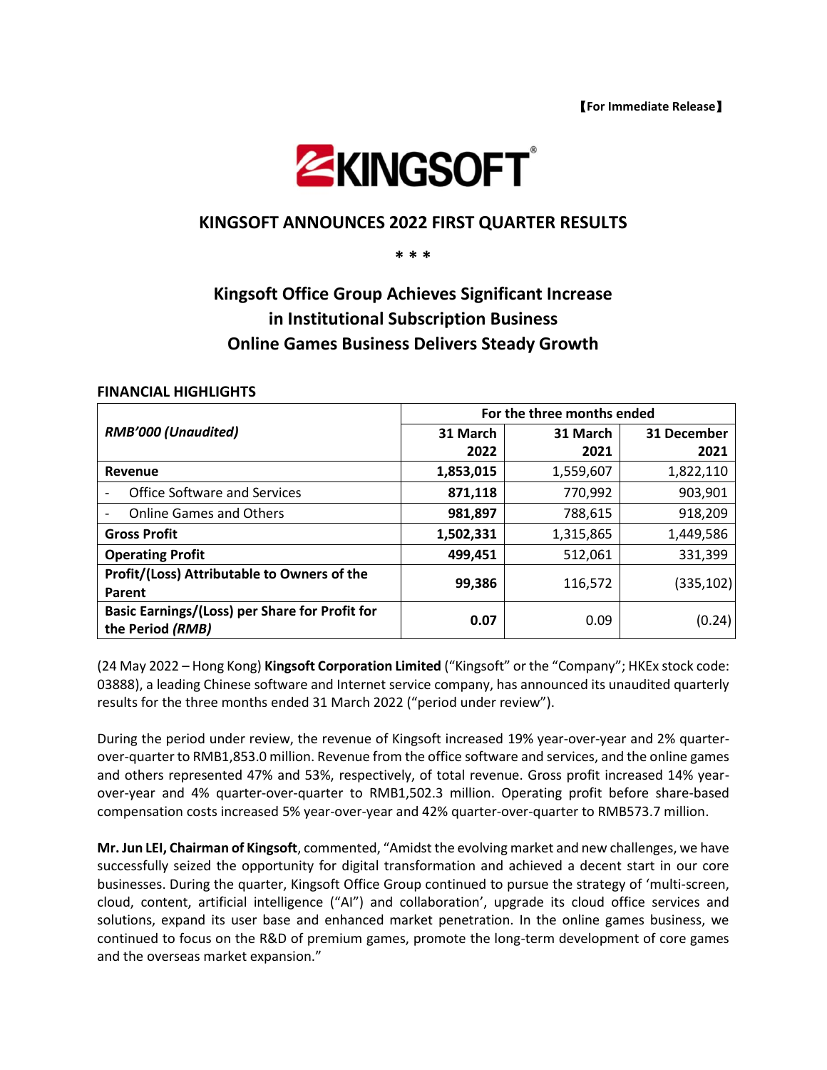【For Immediate Release】

KINGSOFT

# KINGSOFT ANNOUNCES 2022 FIRST QUARTER RESULTS

\* \* \*

## Kingsoft Office Group Achieves Significant Increase in Institutional Subscription Business Online Games Business Delivers Steady Growth

### FINANCIAL HIGHLIGHTS

| *RMB'000 (Unaudited)* | For the three months ended | | |
|---|---|---|---|
| | **31 March 2022** | **31 March 2021** | **31 December 2021** |
| **Revenue** | **1,853,015** | 1,559,607 | 1,822,110 |
| - Office Software and Services | **871,118** | 770,992 | 903,901 |
| - Online Games and Others | **981,897** | 788,615 | 918,209 |
| **Gross Profit** | **1,502,331** | 1,315,865 | 1,449,586 |
| **Operating Profit** | **499,451** | 512,061 | 331,399 |
| **Profit/(Loss) Attributable to Owners of the Parent** | **99,386** | 116,572 | (335,102) |
| **Basic Earnings/(Loss) per Share for Profit for the Period *(RMB)*** | **0.07** | 0.09 | (0.24) |

(24 May 2022 – Hong Kong) **Kingsoft Corporation Limited** ("Kingsoft" or the "Company"; HKEx stock code: 03888), a leading Chinese software and Internet service company, has announced its unaudited quarterly results for the three months ended 31 March 2022 ("period under review").

During the period under review, the revenue of Kingsoft increased 19% year-over-year and 2% quarter-over-quarter to RMB1,853.0 million. Revenue from the office software and services, and the online games and others represented 47% and 53%, respectively, of total revenue. Gross profit increased 14% year-over-year and 4% quarter-over-quarter to RMB1,502.3 million. Operating profit before share-based compensation costs increased 5% year-over-year and 42% quarter-over-quarter to RMB573.7 million.

**Mr. Jun LEI, Chairman of Kingsoft**, commented, "Amidst the evolving market and new challenges, we have successfully seized the opportunity for digital transformation and achieved a decent start in our core businesses. During the quarter, Kingsoft Office Group continued to pursue the strategy of 'multi-screen, cloud, content, artificial intelligence ("AI") and collaboration', upgrade its cloud office services and solutions, expand its user base and enhanced market penetration. In the online games business, we continued to focus on the R&D of premium games, promote the long-term development of core games and the overseas market expansion."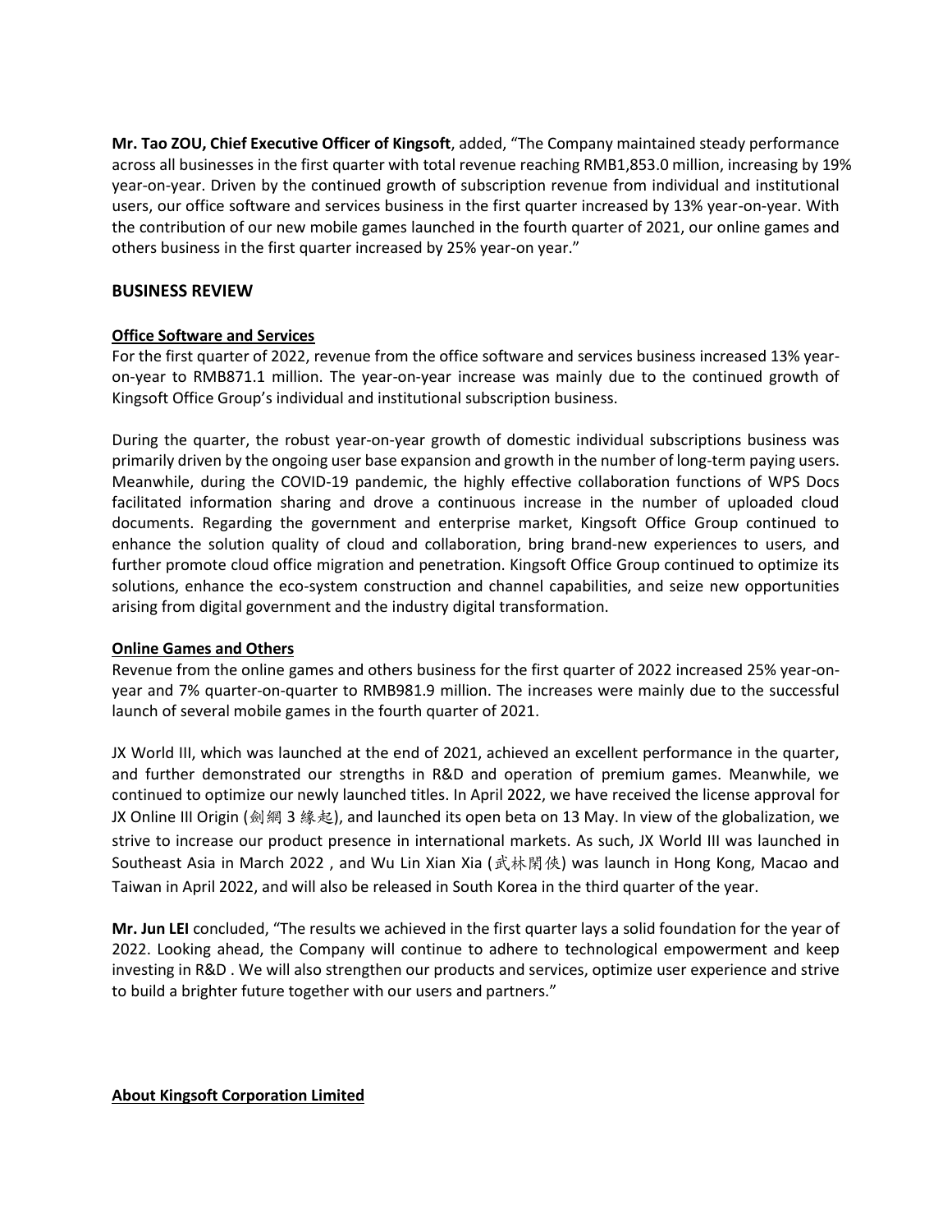**Mr. Tao ZOU, Chief Executive Officer of Kingsoft**, added, "The Company maintained steady performance across all businesses in the first quarter with total revenue reaching RMB1,853.0 million, increasing by 19% year-on-year. Driven by the continued growth of subscription revenue from individual and institutional users, our office software and services business in the first quarter increased by 13% year-on-year. With the contribution of our new mobile games launched in the fourth quarter of 2021, our online games and others business in the first quarter increased by 25% year-on year."

## BUSINESS REVIEW

### Office Software and Services

For the first quarter of 2022, revenue from the office software and services business increased 13% year-on-year to RMB871.1 million. The year-on-year increase was mainly due to the continued growth of Kingsoft Office Group's individual and institutional subscription business.

During the quarter, the robust year-on-year growth of domestic individual subscriptions business was primarily driven by the ongoing user base expansion and growth in the number of long-term paying users. Meanwhile, during the COVID-19 pandemic, the highly effective collaboration functions of WPS Docs facilitated information sharing and drove a continuous increase in the number of uploaded cloud documents. Regarding the government and enterprise market, Kingsoft Office Group continued to enhance the solution quality of cloud and collaboration, bring brand-new experiences to users, and further promote cloud office migration and penetration. Kingsoft Office Group continued to optimize its solutions, enhance the eco-system construction and channel capabilities, and seize new opportunities arising from digital government and the industry digital transformation.

### Online Games and Others

Revenue from the online games and others business for the first quarter of 2022 increased 25% year-on-year and 7% quarter-on-quarter to RMB981.9 million. The increases were mainly due to the successful launch of several mobile games in the fourth quarter of 2021.

JX World III, which was launched at the end of 2021, achieved an excellent performance in the quarter, and further demonstrated our strengths in R&D and operation of premium games. Meanwhile, we continued to optimize our newly launched titles. In April 2022, we have received the license approval for JX Online III Origin (劍網 3 緣起), and launched its open beta on 13 May. In view of the globalization, we strive to increase our product presence in international markets. As such, JX World III was launched in Southeast Asia in March 2022 , and Wu Lin Xian Xia (武林閑俠) was launch in Hong Kong, Macao and Taiwan in April 2022, and will also be released in South Korea in the third quarter of the year.

**Mr. Jun LEI** concluded, "The results we achieved in the first quarter lays a solid foundation for the year of 2022. Looking ahead, the Company will continue to adhere to technological empowerment and keep investing in R&D . We will also strengthen our products and services, optimize user experience and strive to build a brighter future together with our users and partners."

### About Kingsoft Corporation Limited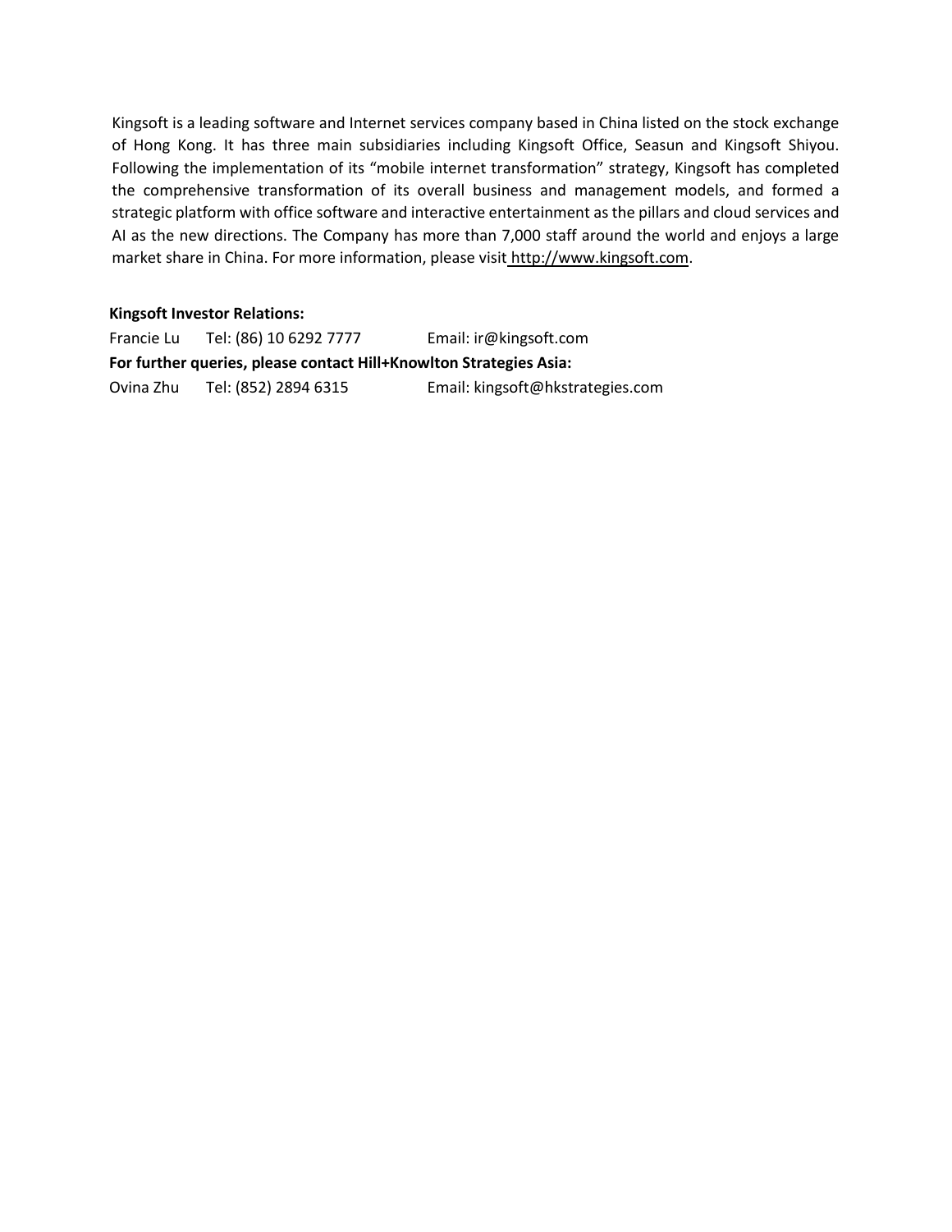Kingsoft is a leading software and Internet services company based in China listed on the stock exchange of Hong Kong. It has three main subsidiaries including Kingsoft Office, Seasun and Kingsoft Shiyou. Following the implementation of its "mobile internet transformation" strategy, Kingsoft has completed the comprehensive transformation of its overall business and management models, and formed a strategic platform with office software and interactive entertainment as the pillars and cloud services and AI as the new directions. The Company has more than 7,000 staff around the world and enjoys a large market share in China. For more information, please visit http://www.kingsoft.com.

**Kingsoft Investor Relations:**

Francie Lu Tel: (86) 10 6292 7777 Email: ir@kingsoft.com

**For further queries, please contact Hill+Knowlton Strategies Asia:**

Ovina Zhu Tel: (852) 2894 6315 Email: kingsoft@hkstrategies.com